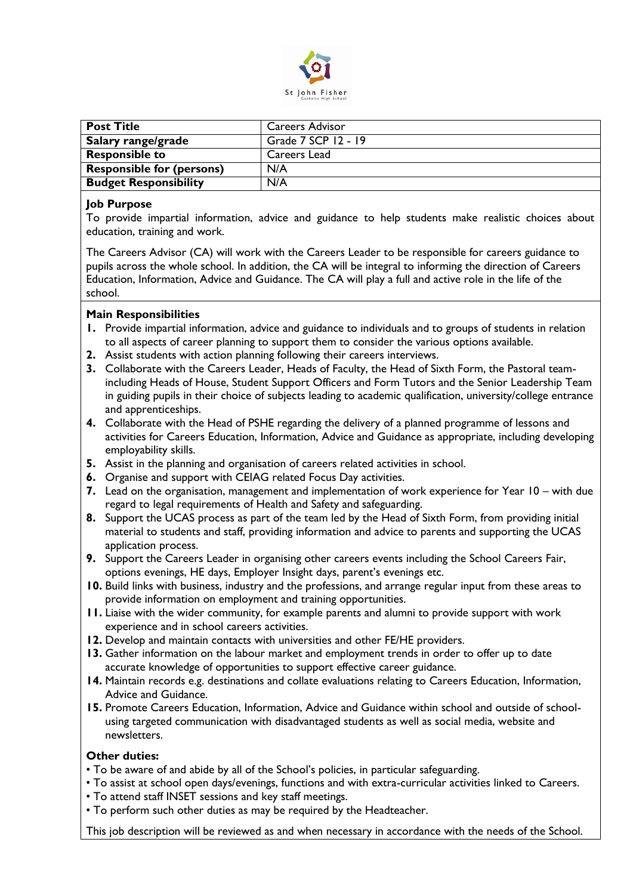St John Fisher
Catholic High School

| Post Title | Careers Advisor |
|---|---|
| Salary range/grade | Grade 7 SCP 12 - 19 |
| Responsible to | Careers Lead |
| Responsible for (persons) | N/A |
| Budget Responsibility | N/A |

**Job Purpose**

To provide impartial information, advice and guidance to help students make realistic choices about education, training and work.

The Careers Advisor (CA) will work with the Careers Leader to be responsible for careers guidance to pupils across the whole school. In addition, the CA will be integral to informing the direction of Careers Education, Information, Advice and Guidance. The CA will play a full and active role in the life of the school.

**Main Responsibilities**

1. Provide impartial information, advice and guidance to individuals and to groups of students in relation to all aspects of career planning to support them to consider the various options available.
2. Assist students with action planning following their careers interviews.
3. Collaborate with the Careers Leader, Heads of Faculty, the Head of Sixth Form, the Pastoral team- including Heads of House, Student Support Officers and Form Tutors and the Senior Leadership Team in guiding pupils in their choice of subjects leading to academic qualification, university/college entrance and apprenticeships.
4. Collaborate with the Head of PSHE regarding the delivery of a planned programme of lessons and activities for Careers Education, Information, Advice and Guidance as appropriate, including developing employability skills.
5. Assist in the planning and organisation of careers related activities in school.
6. Organise and support with CEIAG related Focus Day activities.
7. Lead on the organisation, management and implementation of work experience for Year 10 – with due regard to legal requirements of Health and Safety and safeguarding.
8. Support the UCAS process as part of the team led by the Head of Sixth Form, from providing initial material to students and staff, providing information and advice to parents and supporting the UCAS application process.
9. Support the Careers Leader in organising other careers events including the School Careers Fair, options evenings, HE days, Employer Insight days, parent's evenings etc.
10. Build links with business, industry and the professions, and arrange regular input from these areas to provide information on employment and training opportunities.
11. Liaise with the wider community, for example parents and alumni to provide support with work experience and in school careers activities.
12. Develop and maintain contacts with universities and other FE/HE providers.
13. Gather information on the labour market and employment trends in order to offer up to date accurate knowledge of opportunities to support effective career guidance.
14. Maintain records e.g. destinations and collate evaluations relating to Careers Education, Information, Advice and Guidance.
15. Promote Careers Education, Information, Advice and Guidance within school and outside of school- using targeted communication with disadvantaged students as well as social media, website and newsletters.

**Other duties:**

- To be aware of and abide by all of the School's policies, in particular safeguarding.
- To assist at school open days/evenings, functions and with extra-curricular activities linked to Careers.
- To attend staff INSET sessions and key staff meetings.
- To perform such other duties as may be required by the Headteacher.

This job description will be reviewed as and when necessary in accordance with the needs of the School.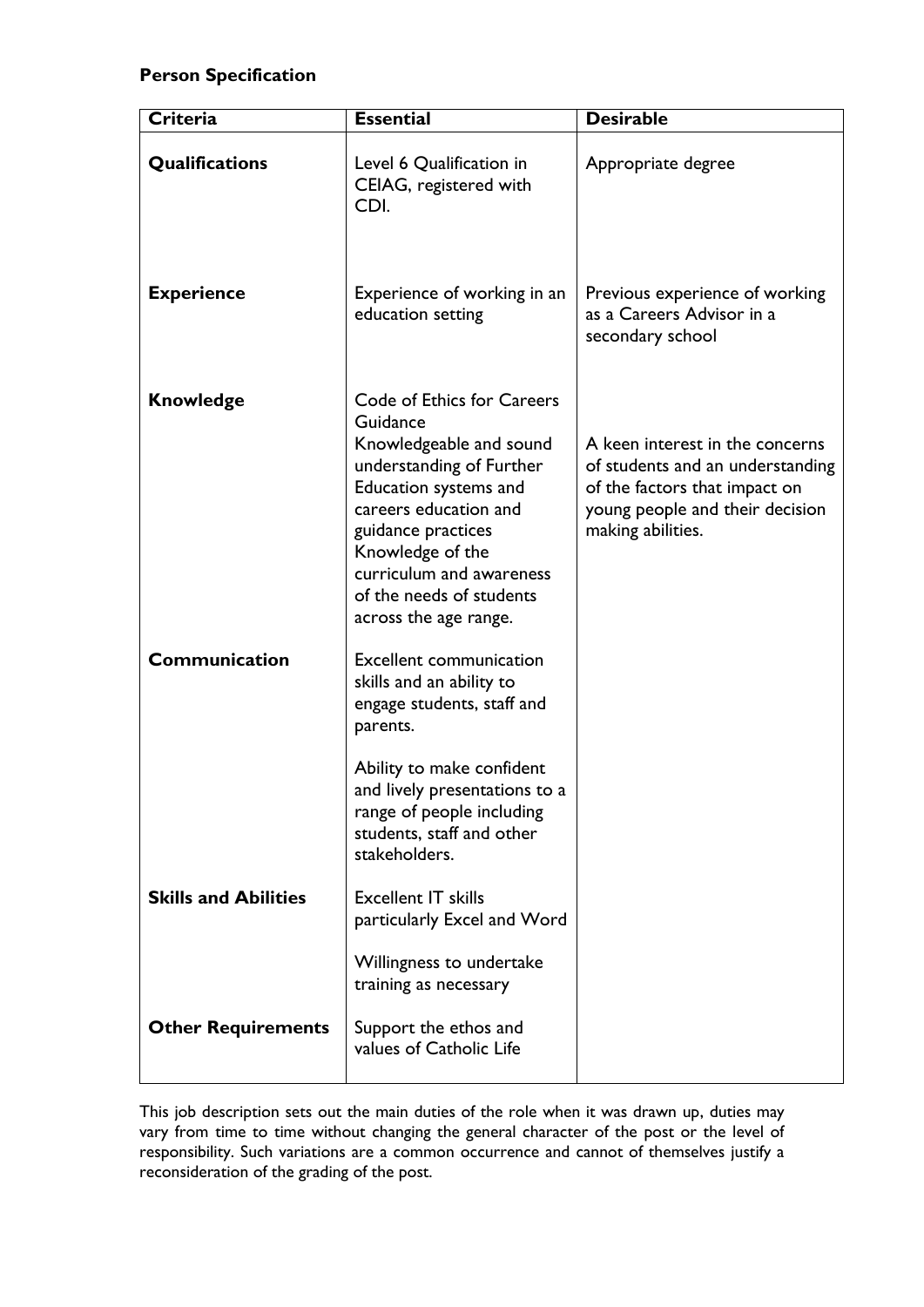**Person Specification**

| Criteria | Essential | Desirable |
|---|---|---|
| **Qualifications** | Level 6 Qualification in CEIAG, registered with CDI. | Appropriate degree |
| **Experience** | Experience of working in an education setting | Previous experience of working as a Careers Advisor in a secondary school |
| **Knowledge** | Code of Ethics for Careers Guidance<br>Knowledgeable and sound understanding of Further Education systems and careers education and guidance practices<br>Knowledge of the curriculum and awareness of the needs of students across the age range. | A keen interest in the concerns of students and an understanding of the factors that impact on young people and their decision making abilities. |
| **Communication** | Excellent communication skills and an ability to engage students, staff and parents.<br><br>Ability to make confident and lively presentations to a range of people including students, staff and other stakeholders. | |
| **Skills and Abilities** | Excellent IT skills particularly Excel and Word<br><br>Willingness to undertake training as necessary | |
| **Other Requirements** | Support the ethos and values of Catholic Life | |

This job description sets out the main duties of the role when it was drawn up, duties may vary from time to time without changing the general character of the post or the level of responsibility. Such variations are a common occurrence and cannot of themselves justify a reconsideration of the grading of the post.